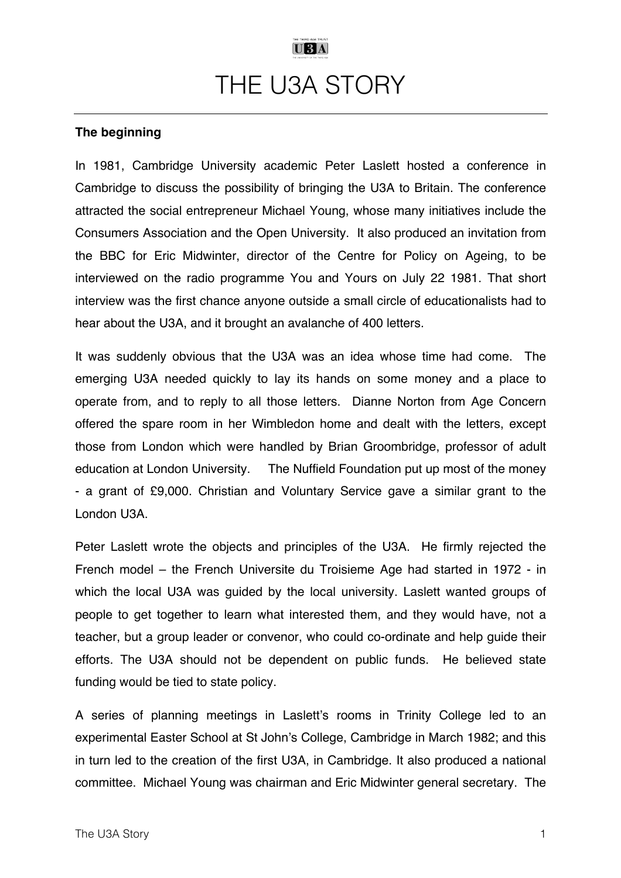# THE U3A STORY

**The beginning**

In 1981, Cambridge University academic Peter Laslett hosted a conference in Cambridge to discuss the possibility of bringing the U3A to Britain. The conference attracted the social entrepreneur Michael Young, whose many initiatives include the Consumers Association and the Open University. It also produced an invitation from the BBC for Eric Midwinter, director of the Centre for Policy on Ageing, to be interviewed on the radio programme You and Yours on July 22 1981. That short interview was the first chance anyone outside a small circle of educationalists had to hear about the U3A, and it brought an avalanche of 400 letters.

It was suddenly obvious that the U3A was an idea whose time had come. The emerging U3A needed quickly to lay its hands on some money and a place to operate from, and to reply to all those letters. Dianne Norton from Age Concern offered the spare room in her Wimbledon home and dealt with the letters, except those from London which were handled by Brian Groombridge, professor of adult education at London University. The Nuffield Foundation put up most of the money - a grant of £9,000. Christian and Voluntary Service gave a similar grant to the London U3A.

Peter Laslett wrote the objects and principles of the U3A. He firmly rejected the French model – the French Universite du Troisieme Age had started in 1972 - in which the local U3A was guided by the local university. Laslett wanted groups of people to get together to learn what interested them, and they would have, not a teacher, but a group leader or convenor, who could co-ordinate and help guide their efforts. The U3A should not be dependent on public funds. He believed state funding would be tied to state policy.

A series of planning meetings in Laslett's rooms in Trinity College led to an experimental Easter School at St John's College, Cambridge in March 1982; and this in turn led to the creation of the first U3A, in Cambridge. It also produced a national committee. Michael Young was chairman and Eric Midwinter general secretary. The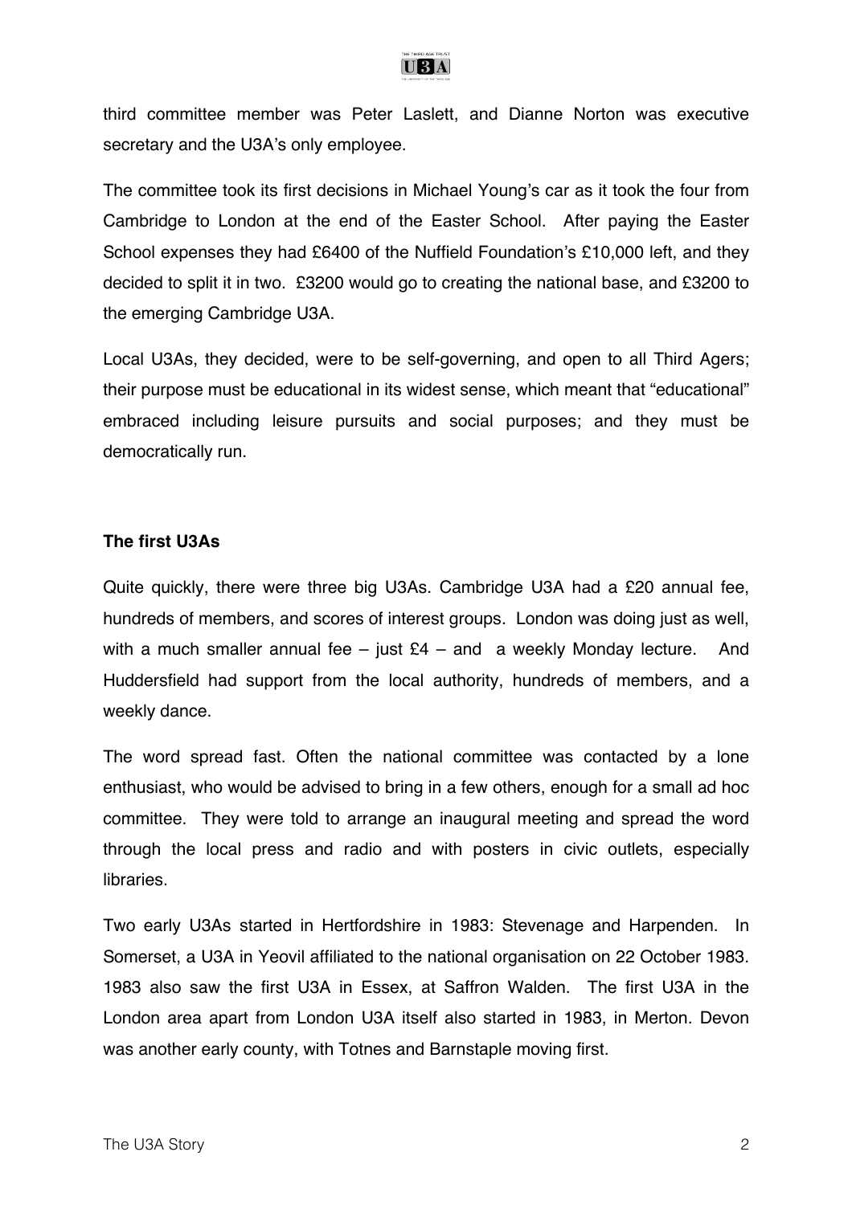third committee member was Peter Laslett, and Dianne Norton was executive secretary and the U3A's only employee.

The committee took its first decisions in Michael Young's car as it took the four from Cambridge to London at the end of the Easter School. After paying the Easter School expenses they had £6400 of the Nuffield Foundation's £10,000 left, and they decided to split it in two. £3200 would go to creating the national base, and £3200 to the emerging Cambridge U3A.

Local U3As, they decided, were to be self-governing, and open to all Third Agers; their purpose must be educational in its widest sense, which meant that "educational" embraced including leisure pursuits and social purposes; and they must be democratically run.

**The first U3As**

Quite quickly, there were three big U3As. Cambridge U3A had a £20 annual fee, hundreds of members, and scores of interest groups. London was doing just as well, with a much smaller annual fee – just £4 – and a weekly Monday lecture. And Huddersfield had support from the local authority, hundreds of members, and a weekly dance.

The word spread fast. Often the national committee was contacted by a lone enthusiast, who would be advised to bring in a few others, enough for a small ad hoc committee. They were told to arrange an inaugural meeting and spread the word through the local press and radio and with posters in civic outlets, especially libraries.

Two early U3As started in Hertfordshire in 1983: Stevenage and Harpenden. In Somerset, a U3A in Yeovil affiliated to the national organisation on 22 October 1983. 1983 also saw the first U3A in Essex, at Saffron Walden. The first U3A in the London area apart from London U3A itself also started in 1983, in Merton. Devon was another early county, with Totnes and Barnstaple moving first.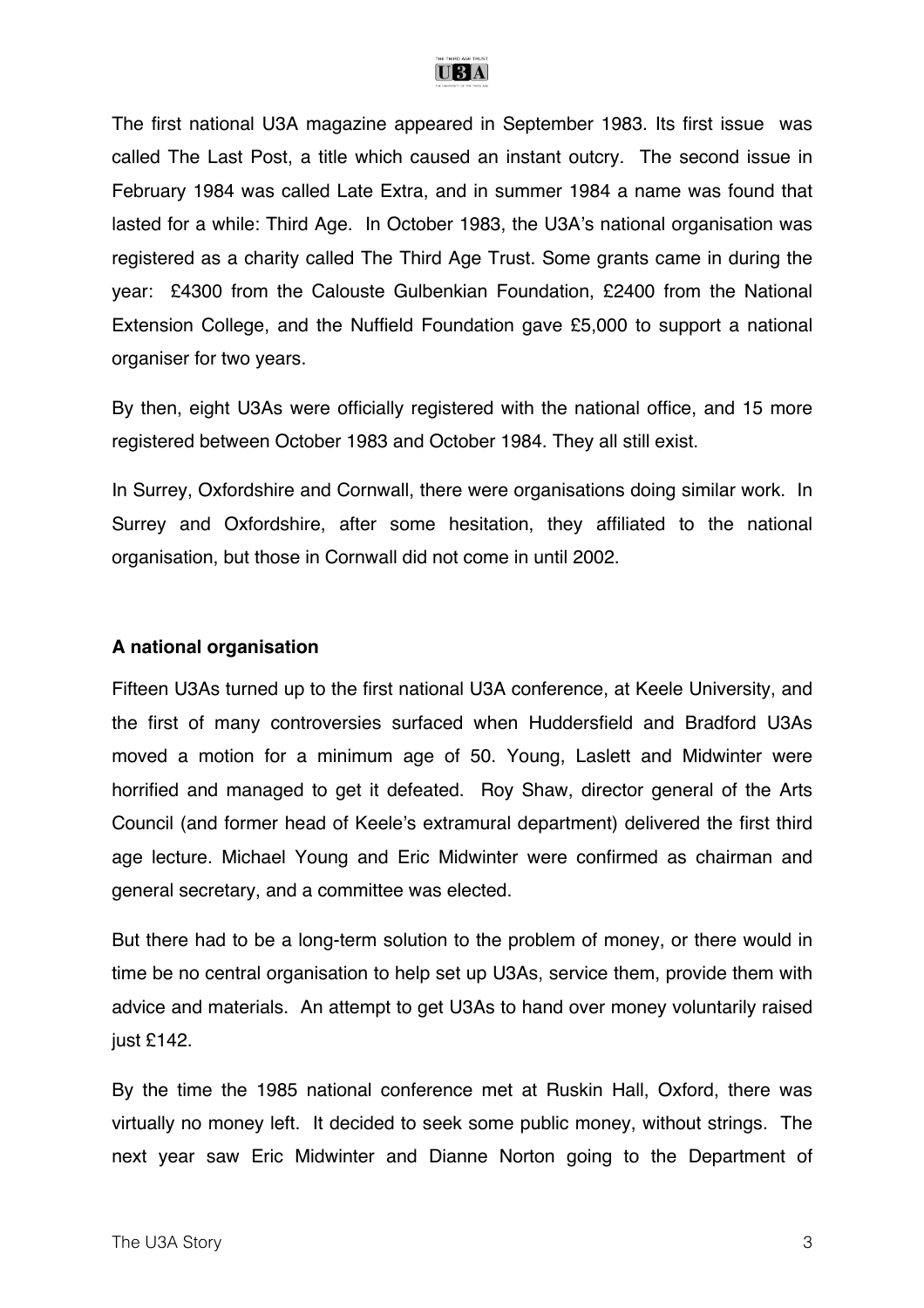The first national U3A magazine appeared in September 1983. Its first issue was called The Last Post, a title which caused an instant outcry. The second issue in February 1984 was called Late Extra, and in summer 1984 a name was found that lasted for a while: Third Age. In October 1983, the U3A's national organisation was registered as a charity called The Third Age Trust. Some grants came in during the year: £4300 from the Calouste Gulbenkian Foundation, £2400 from the National Extension College, and the Nuffield Foundation gave £5,000 to support a national organiser for two years.

By then, eight U3As were officially registered with the national office, and 15 more registered between October 1983 and October 1984. They all still exist.

In Surrey, Oxfordshire and Cornwall, there were organisations doing similar work. In Surrey and Oxfordshire, after some hesitation, they affiliated to the national organisation, but those in Cornwall did not come in until 2002.

**A national organisation**

Fifteen U3As turned up to the first national U3A conference, at Keele University, and the first of many controversies surfaced when Huddersfield and Bradford U3As moved a motion for a minimum age of 50. Young, Laslett and Midwinter were horrified and managed to get it defeated. Roy Shaw, director general of the Arts Council (and former head of Keele's extramural department) delivered the first third age lecture. Michael Young and Eric Midwinter were confirmed as chairman and general secretary, and a committee was elected.

But there had to be a long-term solution to the problem of money, or there would in time be no central organisation to help set up U3As, service them, provide them with advice and materials. An attempt to get U3As to hand over money voluntarily raised just £142.

By the time the 1985 national conference met at Ruskin Hall, Oxford, there was virtually no money left. It decided to seek some public money, without strings. The next year saw Eric Midwinter and Dianne Norton going to the Department of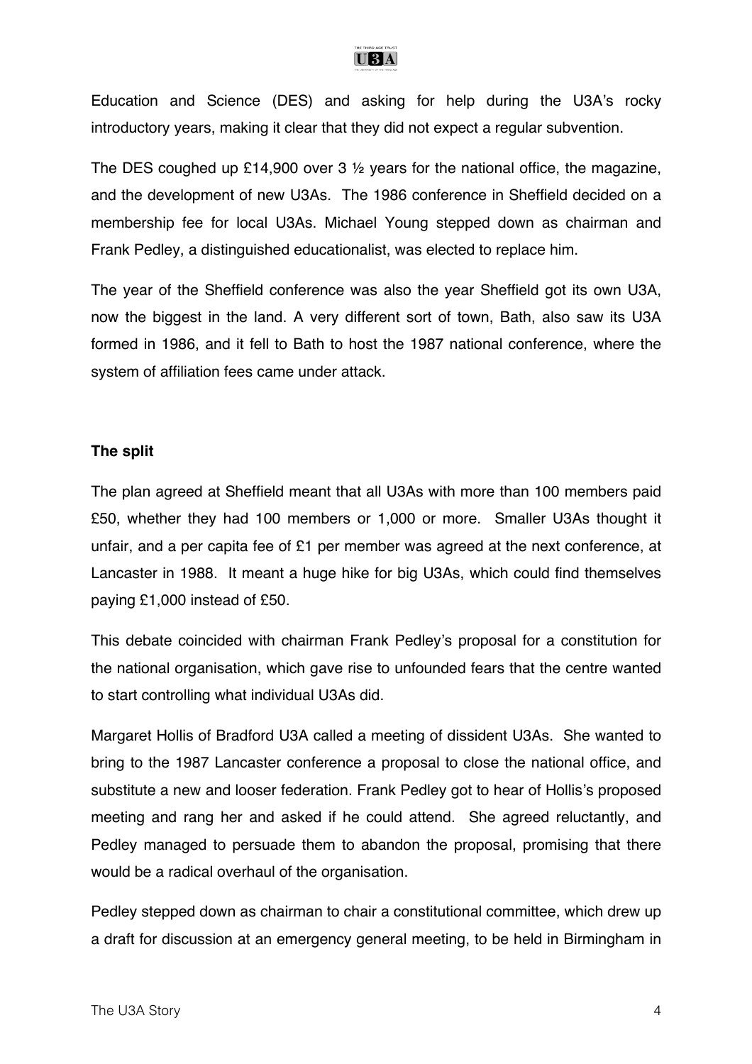Education and Science (DES) and asking for help during the U3A's rocky introductory years, making it clear that they did not expect a regular subvention.

The DES coughed up £14,900 over 3 ½ years for the national office, the magazine, and the development of new U3As. The 1986 conference in Sheffield decided on a membership fee for local U3As. Michael Young stepped down as chairman and Frank Pedley, a distinguished educationalist, was elected to replace him.

The year of the Sheffield conference was also the year Sheffield got its own U3A, now the biggest in the land. A very different sort of town, Bath, also saw its U3A formed in 1986, and it fell to Bath to host the 1987 national conference, where the system of affiliation fees came under attack.

**The split**

The plan agreed at Sheffield meant that all U3As with more than 100 members paid £50, whether they had 100 members or 1,000 or more. Smaller U3As thought it unfair, and a per capita fee of £1 per member was agreed at the next conference, at Lancaster in 1988. It meant a huge hike for big U3As, which could find themselves paying £1,000 instead of £50.

This debate coincided with chairman Frank Pedley's proposal for a constitution for the national organisation, which gave rise to unfounded fears that the centre wanted to start controlling what individual U3As did.

Margaret Hollis of Bradford U3A called a meeting of dissident U3As. She wanted to bring to the 1987 Lancaster conference a proposal to close the national office, and substitute a new and looser federation. Frank Pedley got to hear of Hollis's proposed meeting and rang her and asked if he could attend. She agreed reluctantly, and Pedley managed to persuade them to abandon the proposal, promising that there would be a radical overhaul of the organisation.

Pedley stepped down as chairman to chair a constitutional committee, which drew up a draft for discussion at an emergency general meeting, to be held in Birmingham in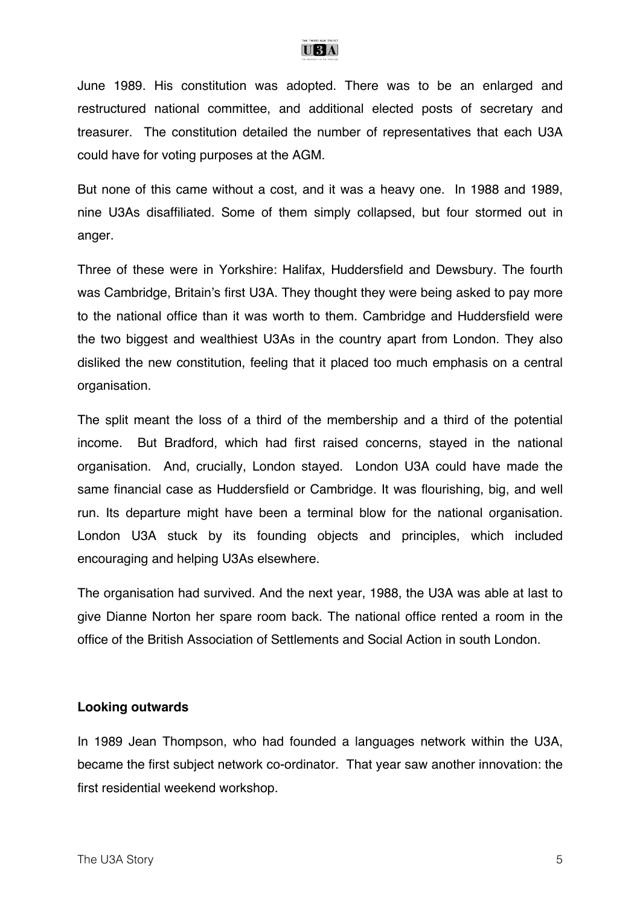June 1989. His constitution was adopted. There was to be an enlarged and restructured national committee, and additional elected posts of secretary and treasurer. The constitution detailed the number of representatives that each U3A could have for voting purposes at the AGM.

But none of this came without a cost, and it was a heavy one. In 1988 and 1989, nine U3As disaffiliated. Some of them simply collapsed, but four stormed out in anger.

Three of these were in Yorkshire: Halifax, Huddersfield and Dewsbury. The fourth was Cambridge, Britain's first U3A. They thought they were being asked to pay more to the national office than it was worth to them. Cambridge and Huddersfield were the two biggest and wealthiest U3As in the country apart from London. They also disliked the new constitution, feeling that it placed too much emphasis on a central organisation.

The split meant the loss of a third of the membership and a third of the potential income. But Bradford, which had first raised concerns, stayed in the national organisation. And, crucially, London stayed. London U3A could have made the same financial case as Huddersfield or Cambridge. It was flourishing, big, and well run. Its departure might have been a terminal blow for the national organisation. London U3A stuck by its founding objects and principles, which included encouraging and helping U3As elsewhere.

The organisation had survived. And the next year, 1988, the U3A was able at last to give Dianne Norton her spare room back. The national office rented a room in the office of the British Association of Settlements and Social Action in south London.

**Looking outwards**

In 1989 Jean Thompson, who had founded a languages network within the U3A, became the first subject network co-ordinator. That year saw another innovation: the first residential weekend workshop.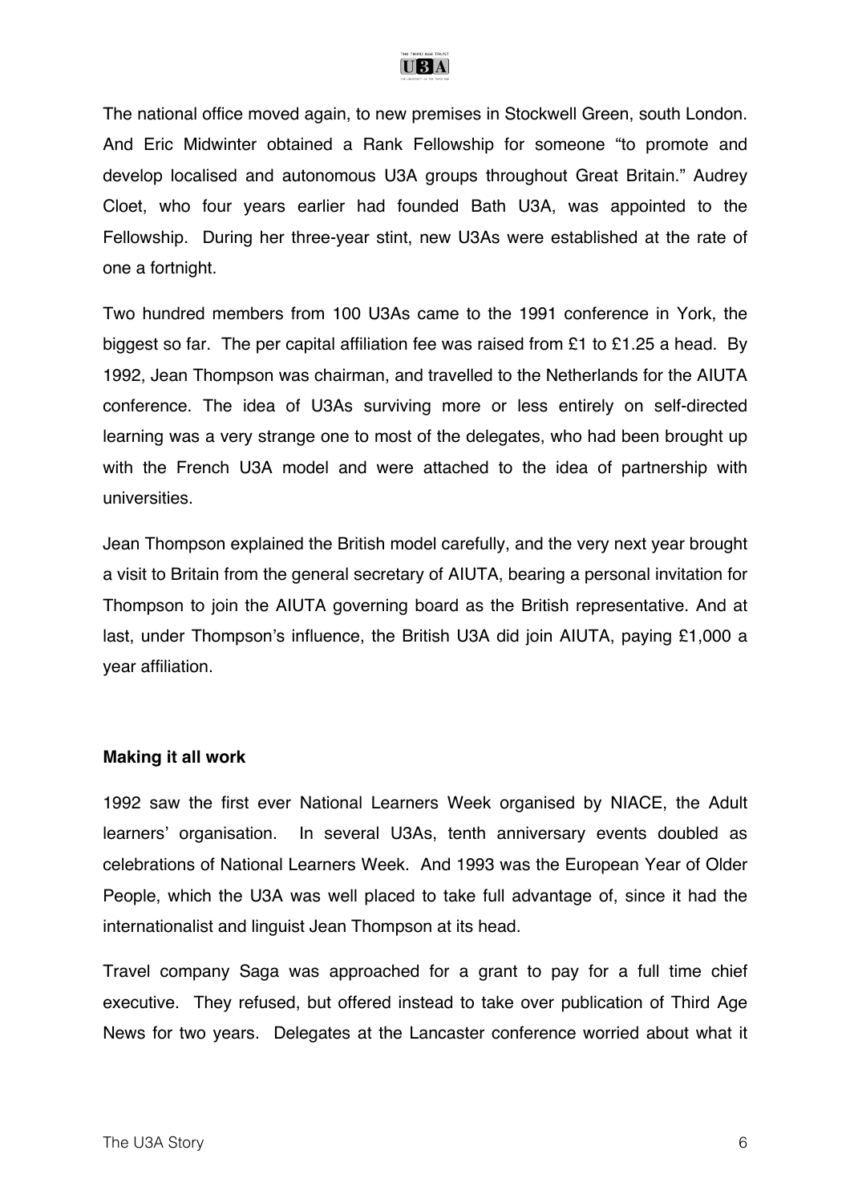The national office moved again, to new premises in Stockwell Green, south London. And Eric Midwinter obtained a Rank Fellowship for someone "to promote and develop localised and autonomous U3A groups throughout Great Britain." Audrey Cloet, who four years earlier had founded Bath U3A, was appointed to the Fellowship. During her three-year stint, new U3As were established at the rate of one a fortnight.

Two hundred members from 100 U3As came to the 1991 conference in York, the biggest so far. The per capital affiliation fee was raised from £1 to £1.25 a head. By 1992, Jean Thompson was chairman, and travelled to the Netherlands for the AIUTA conference. The idea of U3As surviving more or less entirely on self-directed learning was a very strange one to most of the delegates, who had been brought up with the French U3A model and were attached to the idea of partnership with universities.

Jean Thompson explained the British model carefully, and the very next year brought a visit to Britain from the general secretary of AIUTA, bearing a personal invitation for Thompson to join the AIUTA governing board as the British representative. And at last, under Thompson's influence, the British U3A did join AIUTA, paying £1,000 a year affiliation.

**Making it all work**

1992 saw the first ever National Learners Week organised by NIACE, the Adult learners' organisation. In several U3As, tenth anniversary events doubled as celebrations of National Learners Week. And 1993 was the European Year of Older People, which the U3A was well placed to take full advantage of, since it had the internationalist and linguist Jean Thompson at its head.

Travel company Saga was approached for a grant to pay for a full time chief executive. They refused, but offered instead to take over publication of Third Age News for two years. Delegates at the Lancaster conference worried about what it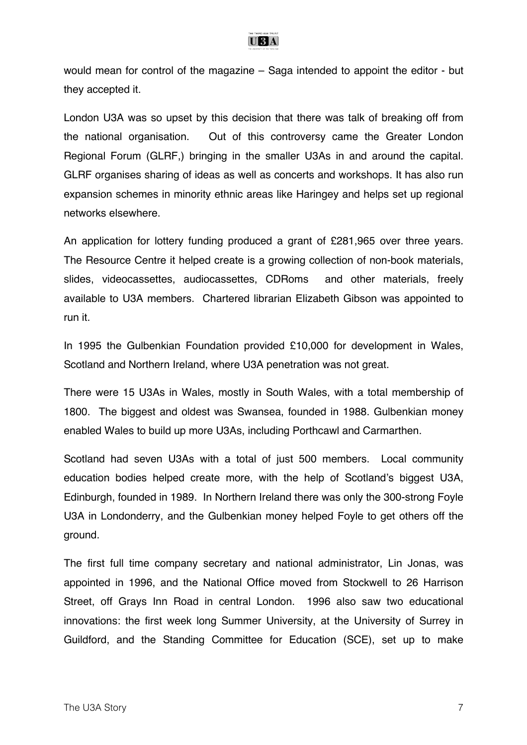would mean for control of the magazine – Saga intended to appoint the editor - but they accepted it.

London U3A was so upset by this decision that there was talk of breaking off from the national organisation. Out of this controversy came the Greater London Regional Forum (GLRF,) bringing in the smaller U3As in and around the capital. GLRF organises sharing of ideas as well as concerts and workshops. It has also run expansion schemes in minority ethnic areas like Haringey and helps set up regional networks elsewhere.

An application for lottery funding produced a grant of £281,965 over three years. The Resource Centre it helped create is a growing collection of non-book materials, slides, videocassettes, audiocassettes, CDRoms and other materials, freely available to U3A members. Chartered librarian Elizabeth Gibson was appointed to run it.

In 1995 the Gulbenkian Foundation provided £10,000 for development in Wales, Scotland and Northern Ireland, where U3A penetration was not great.

There were 15 U3As in Wales, mostly in South Wales, with a total membership of 1800. The biggest and oldest was Swansea, founded in 1988. Gulbenkian money enabled Wales to build up more U3As, including Porthcawl and Carmarthen.

Scotland had seven U3As with a total of just 500 members. Local community education bodies helped create more, with the help of Scotland's biggest U3A, Edinburgh, founded in 1989. In Northern Ireland there was only the 300-strong Foyle U3A in Londonderry, and the Gulbenkian money helped Foyle to get others off the ground.

The first full time company secretary and national administrator, Lin Jonas, was appointed in 1996, and the National Office moved from Stockwell to 26 Harrison Street, off Grays Inn Road in central London. 1996 also saw two educational innovations: the first week long Summer University, at the University of Surrey in Guildford, and the Standing Committee for Education (SCE), set up to make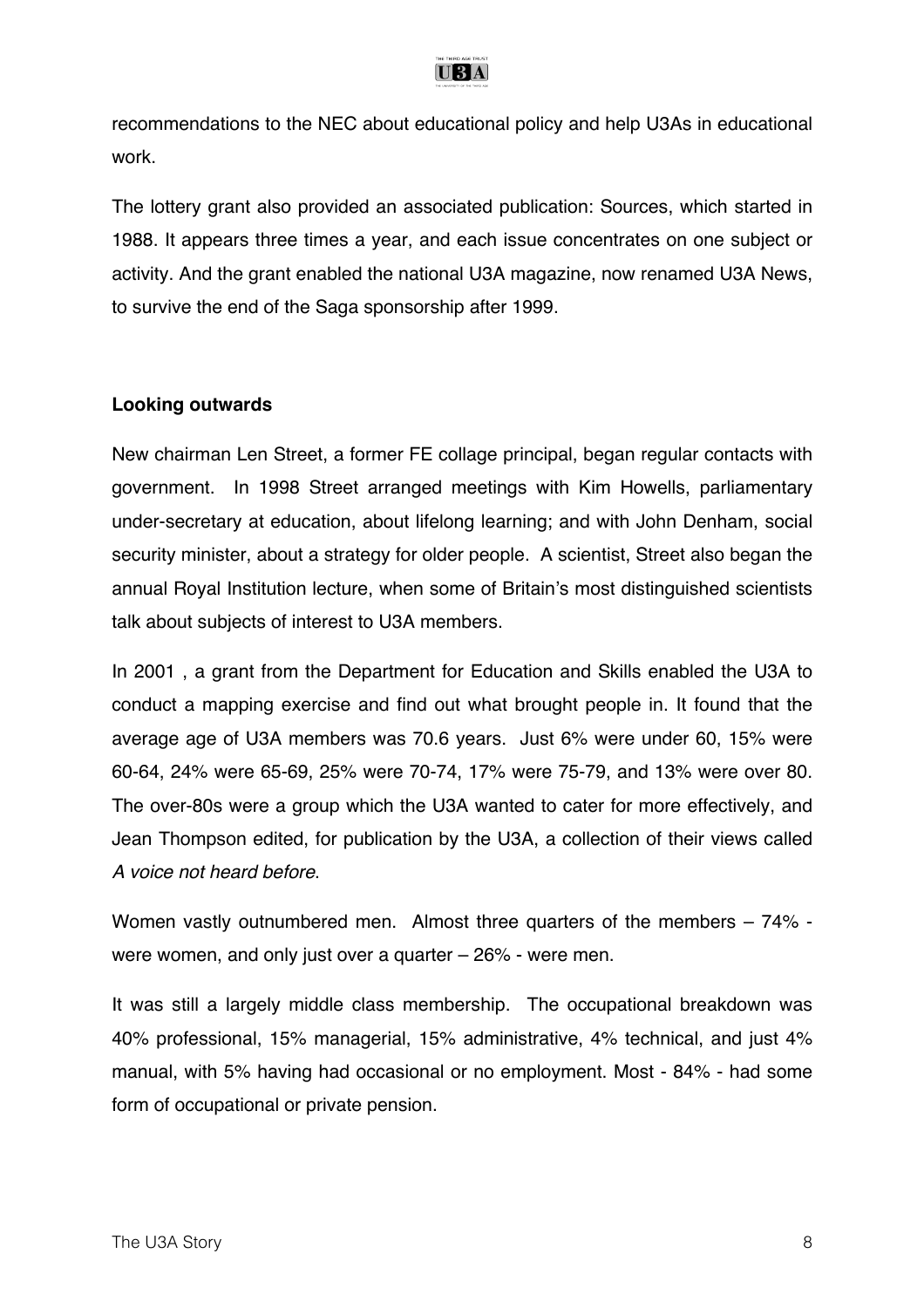recommendations to the NEC about educational policy and help U3As in educational work.

The lottery grant also provided an associated publication: Sources, which started in 1988. It appears three times a year, and each issue concentrates on one subject or activity. And the grant enabled the national U3A magazine, now renamed U3A News, to survive the end of the Saga sponsorship after 1999.

**Looking outwards**

New chairman Len Street, a former FE collage principal, began regular contacts with government. In 1998 Street arranged meetings with Kim Howells, parliamentary under-secretary at education, about lifelong learning; and with John Denham, social security minister, about a strategy for older people. A scientist, Street also began the annual Royal Institution lecture, when some of Britain's most distinguished scientists talk about subjects of interest to U3A members.

In 2001 , a grant from the Department for Education and Skills enabled the U3A to conduct a mapping exercise and find out what brought people in. It found that the average age of U3A members was 70.6 years. Just 6% were under 60, 15% were 60-64, 24% were 65-69, 25% were 70-74, 17% were 75-79, and 13% were over 80. The over-80s were a group which the U3A wanted to cater for more effectively, and Jean Thompson edited, for publication by the U3A, a collection of their views called *A voice not heard before*.

Women vastly outnumbered men. Almost three quarters of the members – 74% - were women, and only just over a quarter – 26% - were men.

It was still a largely middle class membership. The occupational breakdown was 40% professional, 15% managerial, 15% administrative, 4% technical, and just 4% manual, with 5% having had occasional or no employment. Most - 84% - had some form of occupational or private pension.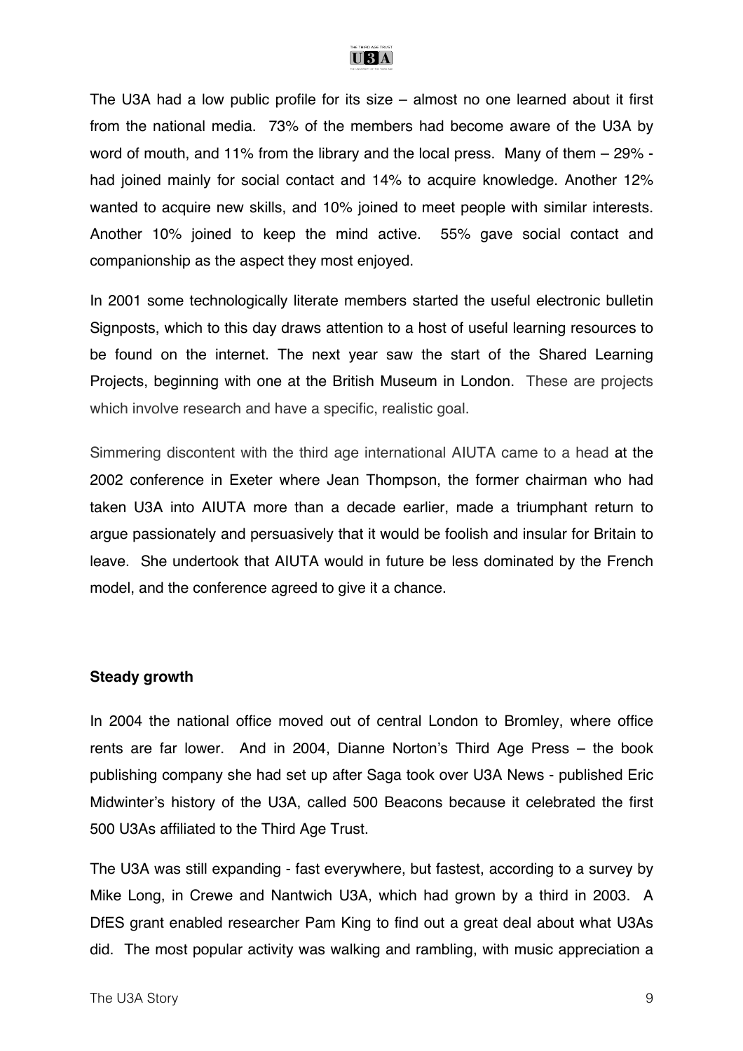The U3A had a low public profile for its size – almost no one learned about it first from the national media. 73% of the members had become aware of the U3A by word of mouth, and 11% from the library and the local press. Many of them – 29% - had joined mainly for social contact and 14% to acquire knowledge. Another 12% wanted to acquire new skills, and 10% joined to meet people with similar interests. Another 10% joined to keep the mind active. 55% gave social contact and companionship as the aspect they most enjoyed.

In 2001 some technologically literate members started the useful electronic bulletin Signposts, which to this day draws attention to a host of useful learning resources to be found on the internet. The next year saw the start of the Shared Learning Projects, beginning with one at the British Museum in London. These are projects which involve research and have a specific, realistic goal.

Simmering discontent with the third age international AIUTA came to a head at the 2002 conference in Exeter where Jean Thompson, the former chairman who had taken U3A into AIUTA more than a decade earlier, made a triumphant return to argue passionately and persuasively that it would be foolish and insular for Britain to leave. She undertook that AIUTA would in future be less dominated by the French model, and the conference agreed to give it a chance.

**Steady growth**

In 2004 the national office moved out of central London to Bromley, where office rents are far lower. And in 2004, Dianne Norton's Third Age Press – the book publishing company she had set up after Saga took over U3A News - published Eric Midwinter's history of the U3A, called 500 Beacons because it celebrated the first 500 U3As affiliated to the Third Age Trust.

The U3A was still expanding - fast everywhere, but fastest, according to a survey by Mike Long, in Crewe and Nantwich U3A, which had grown by a third in 2003. A DfES grant enabled researcher Pam King to find out a great deal about what U3As did. The most popular activity was walking and rambling, with music appreciation a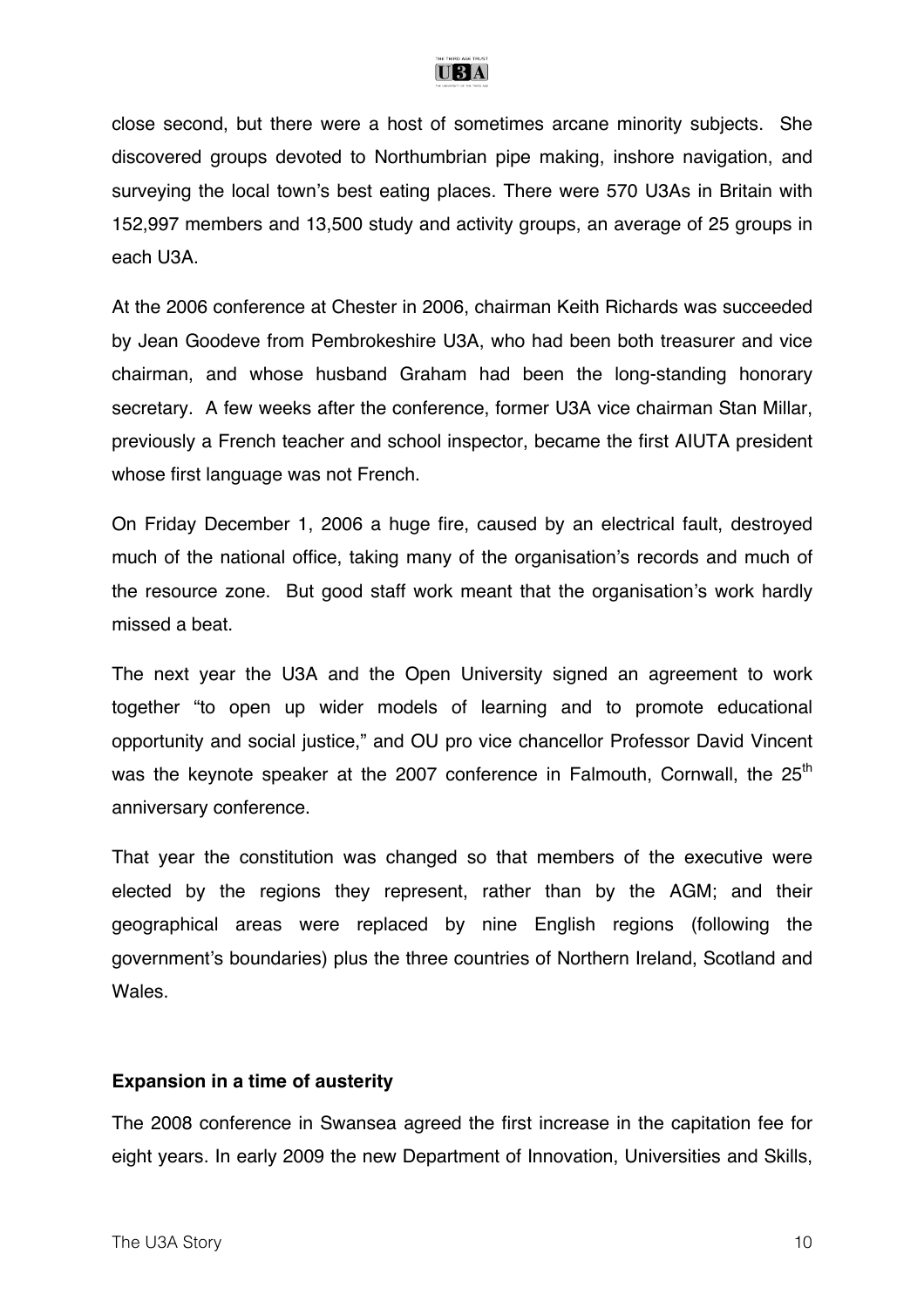close second, but there were a host of sometimes arcane minority subjects. She discovered groups devoted to Northumbrian pipe making, inshore navigation, and surveying the local town's best eating places. There were 570 U3As in Britain with 152,997 members and 13,500 study and activity groups, an average of 25 groups in each U3A.

At the 2006 conference at Chester in 2006, chairman Keith Richards was succeeded by Jean Goodeve from Pembrokeshire U3A, who had been both treasurer and vice chairman, and whose husband Graham had been the long-standing honorary secretary. A few weeks after the conference, former U3A vice chairman Stan Millar, previously a French teacher and school inspector, became the first AIUTA president whose first language was not French.

On Friday December 1, 2006 a huge fire, caused by an electrical fault, destroyed much of the national office, taking many of the organisation's records and much of the resource zone. But good staff work meant that the organisation's work hardly missed a beat.

The next year the U3A and the Open University signed an agreement to work together "to open up wider models of learning and to promote educational opportunity and social justice," and OU pro vice chancellor Professor David Vincent was the keynote speaker at the 2007 conference in Falmouth, Cornwall, the 25th anniversary conference.

That year the constitution was changed so that members of the executive were elected by the regions they represent, rather than by the AGM; and their geographical areas were replaced by nine English regions (following the government's boundaries) plus the three countries of Northern Ireland, Scotland and Wales.

**Expansion in a time of austerity**

The 2008 conference in Swansea agreed the first increase in the capitation fee for eight years. In early 2009 the new Department of Innovation, Universities and Skills,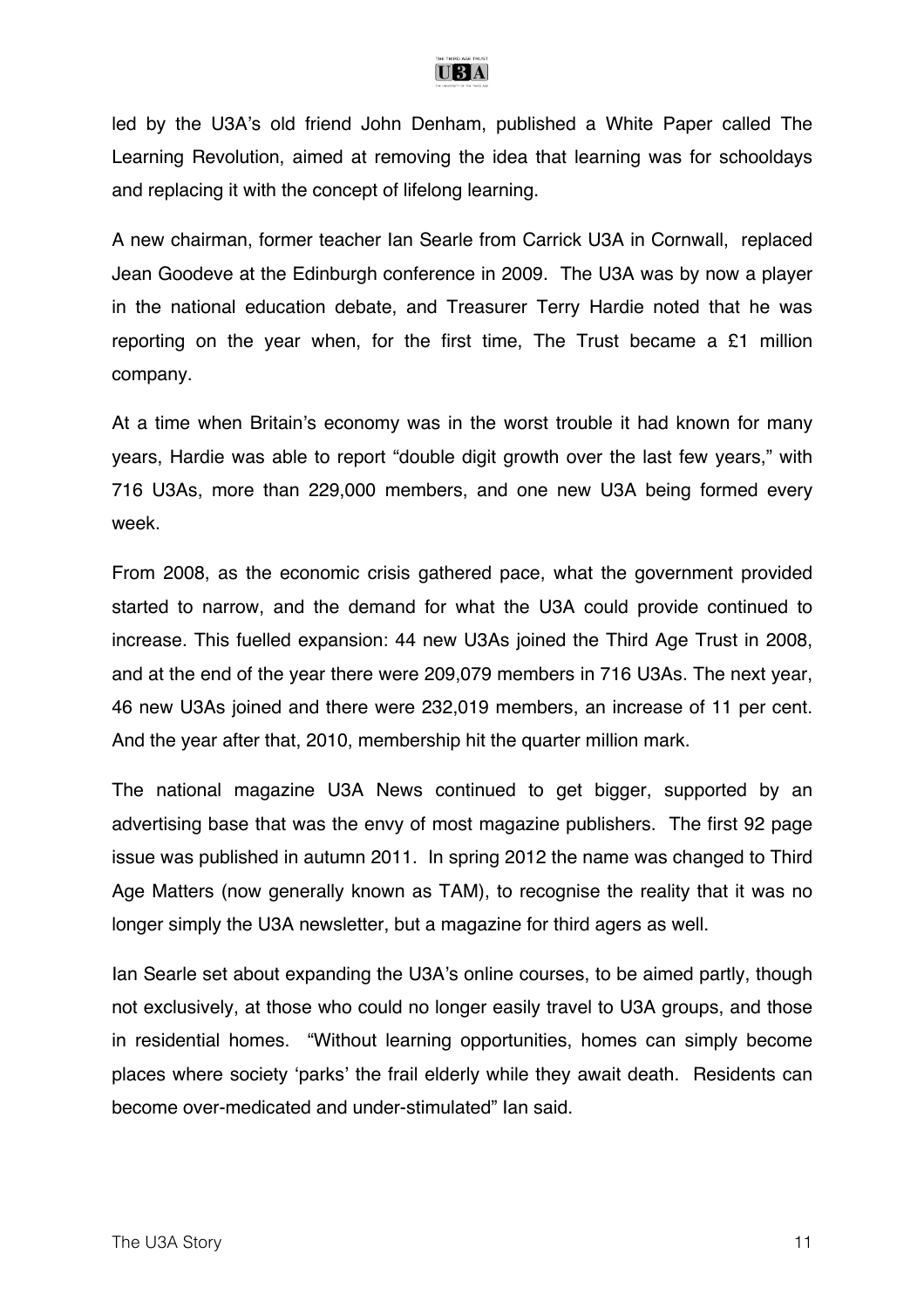led by the U3A's old friend John Denham, published a White Paper called The Learning Revolution, aimed at removing the idea that learning was for schooldays and replacing it with the concept of lifelong learning.

A new chairman, former teacher Ian Searle from Carrick U3A in Cornwall, replaced Jean Goodeve at the Edinburgh conference in 2009. The U3A was by now a player in the national education debate, and Treasurer Terry Hardie noted that he was reporting on the year when, for the first time, The Trust became a £1 million company.

At a time when Britain's economy was in the worst trouble it had known for many years, Hardie was able to report "double digit growth over the last few years," with 716 U3As, more than 229,000 members, and one new U3A being formed every week.

From 2008, as the economic crisis gathered pace, what the government provided started to narrow, and the demand for what the U3A could provide continued to increase. This fuelled expansion: 44 new U3As joined the Third Age Trust in 2008, and at the end of the year there were 209,079 members in 716 U3As. The next year, 46 new U3As joined and there were 232,019 members, an increase of 11 per cent. And the year after that, 2010, membership hit the quarter million mark.

The national magazine U3A News continued to get bigger, supported by an advertising base that was the envy of most magazine publishers. The first 92 page issue was published in autumn 2011. In spring 2012 the name was changed to Third Age Matters (now generally known as TAM), to recognise the reality that it was no longer simply the U3A newsletter, but a magazine for third agers as well.

Ian Searle set about expanding the U3A's online courses, to be aimed partly, though not exclusively, at those who could no longer easily travel to U3A groups, and those in residential homes. "Without learning opportunities, homes can simply become places where society 'parks' the frail elderly while they await death. Residents can become over-medicated and under-stimulated" Ian said.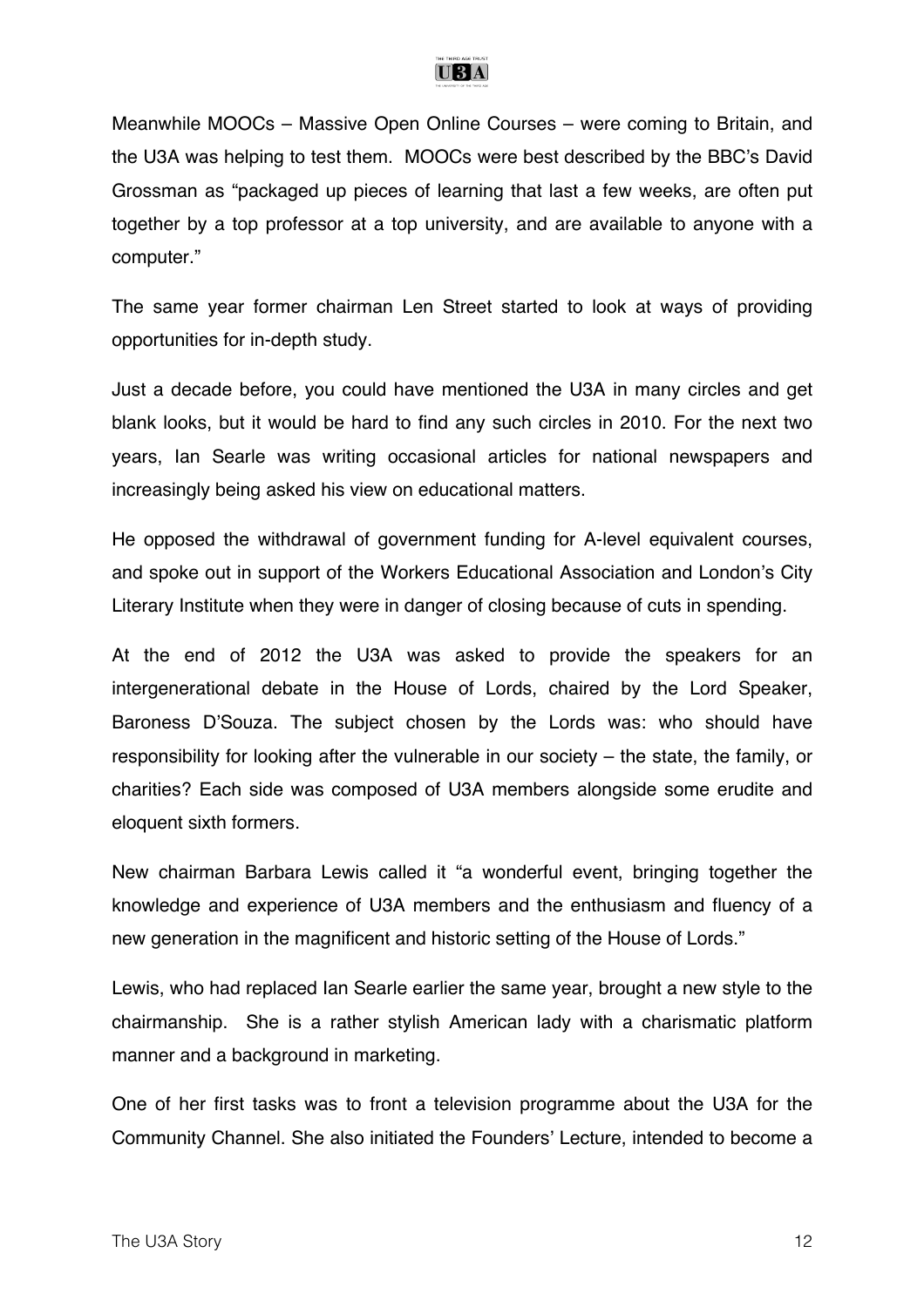Meanwhile MOOCs – Massive Open Online Courses – were coming to Britain, and the U3A was helping to test them. MOOCs were best described by the BBC's David Grossman as "packaged up pieces of learning that last a few weeks, are often put together by a top professor at a top university, and are available to anyone with a computer."

The same year former chairman Len Street started to look at ways of providing opportunities for in-depth study.

Just a decade before, you could have mentioned the U3A in many circles and get blank looks, but it would be hard to find any such circles in 2010. For the next two years, Ian Searle was writing occasional articles for national newspapers and increasingly being asked his view on educational matters.

He opposed the withdrawal of government funding for A-level equivalent courses, and spoke out in support of the Workers Educational Association and London's City Literary Institute when they were in danger of closing because of cuts in spending.

At the end of 2012 the U3A was asked to provide the speakers for an intergenerational debate in the House of Lords, chaired by the Lord Speaker, Baroness D'Souza. The subject chosen by the Lords was: who should have responsibility for looking after the vulnerable in our society – the state, the family, or charities? Each side was composed of U3A members alongside some erudite and eloquent sixth formers.

New chairman Barbara Lewis called it "a wonderful event, bringing together the knowledge and experience of U3A members and the enthusiasm and fluency of a new generation in the magnificent and historic setting of the House of Lords."

Lewis, who had replaced Ian Searle earlier the same year, brought a new style to the chairmanship. She is a rather stylish American lady with a charismatic platform manner and a background in marketing.

One of her first tasks was to front a television programme about the U3A for the Community Channel. She also initiated the Founders' Lecture, intended to become a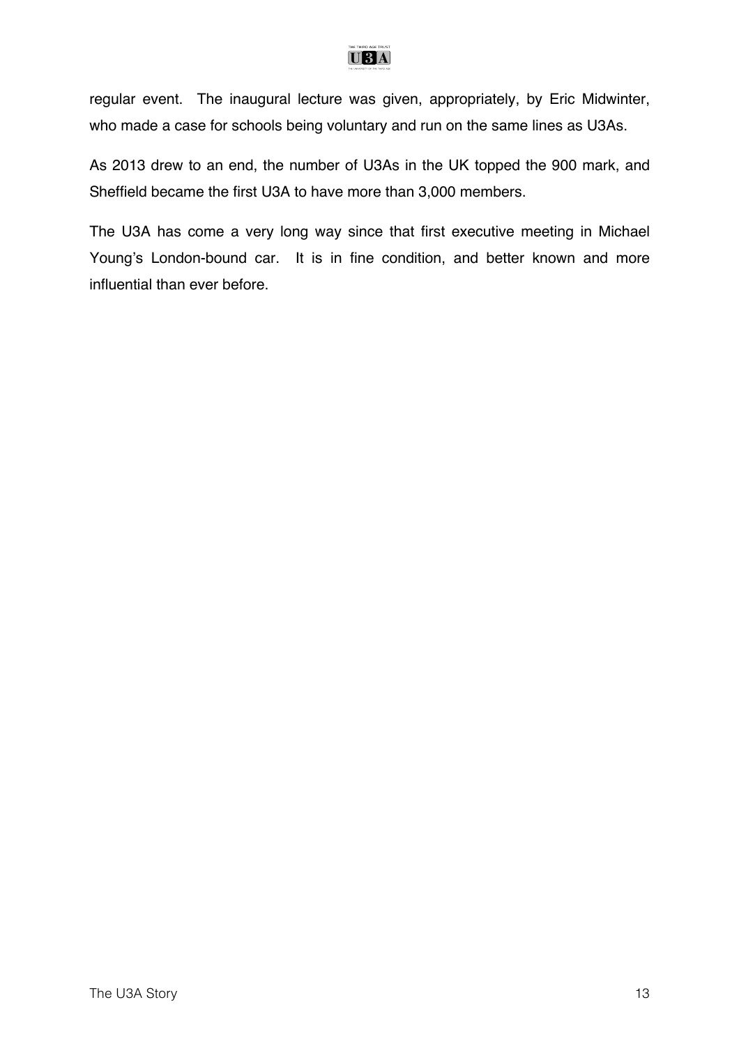regular event. The inaugural lecture was given, appropriately, by Eric Midwinter, who made a case for schools being voluntary and run on the same lines as U3As.

As 2013 drew to an end, the number of U3As in the UK topped the 900 mark, and Sheffield became the first U3A to have more than 3,000 members.

The U3A has come a very long way since that first executive meeting in Michael Young's London-bound car. It is in fine condition, and better known and more influential than ever before.